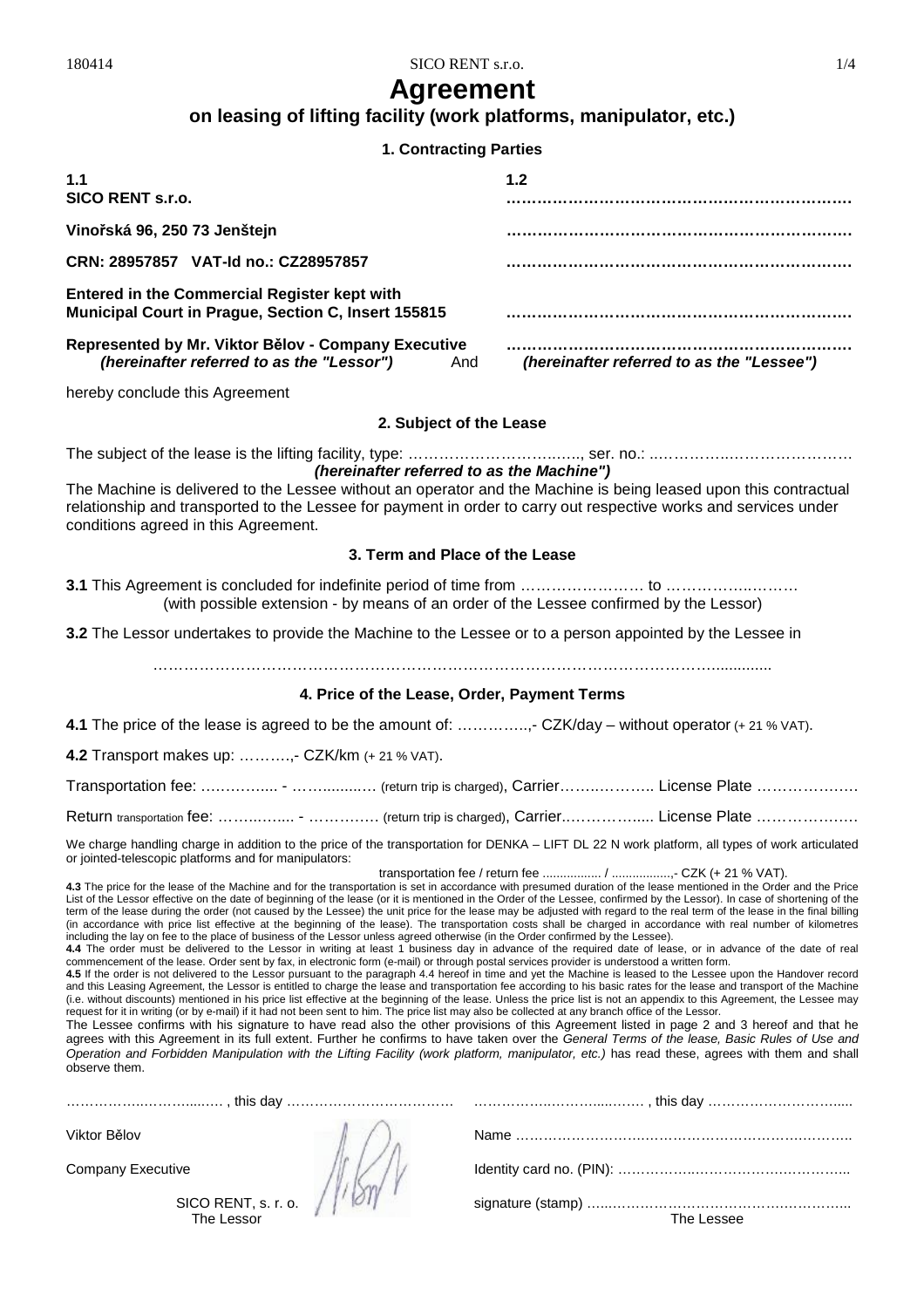# Agreement

## on leasing of lifting facility (work platforms, manipulator, etc.)

### 1. Contracting Parties

| 1.1 | 1.2 |
|---|---|
| **SICO RENT s.r.o.** | **……………………………………………………………** |
| **Vinořská 96, 250 73 Jenštejn** | **……………………………………………………………** |
| **CRN: 28957857 VAT-Id no.: CZ28957857** | **……………………………………………………………** |
| **Entered in the Commercial Register kept with Municipal Court in Prague, Section C, Insert 155815** | **……………………………………………………………** |
| **Represented by Mr. Viktor Bělov - Company Executive** ***(hereinafter referred to as the "Lessor")*** And | **……………………………………………………………** ***(hereinafter referred to as the "Lessee")*** |

hereby conclude this Agreement

### 2. Subject of the Lease

The subject of the lease is the lifting facility, type: ………………………….…., ser. no.: ..…………….………………….
***(hereinafter referred to as the Machine")***

The Machine is delivered to the Lessee without an operator and the Machine is being leased upon this contractual relationship and transported to the Lessee for payment in order to carry out respective works and services under conditions agreed in this Agreement.

### 3. Term and Place of the Lease

**3.1** This Agreement is concluded for indefinite period of time from …………………… to …………….………
(with possible extension - by means of an order of the Lessee confirmed by the Lessor)

**3.2** The Lessor undertakes to provide the Machine to the Lessee or to a person appointed by the Lessee in

…………………………………………………………………………………………………….............

### 4. Price of the Lease, Order, Payment Terms

**4.1** The price of the lease is agreed to be the amount of: …………..,- CZK/day – without operator (+ 21 % VAT).

**4.2** Transport makes up: ……….,- CZK/km (+ 21 % VAT).

Transportation fee: ………….... - ……...........… (return trip is charged), Carrier…….……….. License Plate …………………

Return transportation fee: ……..…..... - …………… (return trip is charged), Carrier.…………….... License Plate …………………

We charge handling charge in addition to the price of the transportation for DENKA – LIFT DL 22 N work platform, all types of work articulated or jointed-telescopic platforms and for manipulators:

transportation fee / return fee ................. / .................,- CZK (+ 21 % VAT).

**4.3** The price for the lease of the Machine and for the transportation is set in accordance with presumed duration of the lease mentioned in the Order and the Price List of the Lessor effective on the date of beginning of the lease (or it is mentioned in the Order of the Lessee, confirmed by the Lessor). In case of shortening of the term of the lease during the order (not caused by the Lessee) the unit price for the lease may be adjusted with regard to the real term of the lease in the final billing (in accordance with price list effective at the beginning of the lease). The transportation costs shall be charged in accordance with real number of kilometres including the lay on fee to the place of business of the Lessor unless agreed otherwise (in the Order confirmed by the Lessee).

**4.4** The order must be delivered to the Lessor in writing at least 1 business day in advance of the required date of lease, or in advance of the date of real commencement of the lease. Order sent by fax, in electronic form (e-mail) or through postal services provider is understood a written form.

**4.5** If the order is not delivered to the Lessor pursuant to the paragraph 4.4 hereof in time and yet the Machine is leased to the Lessee upon the Handover record and this Leasing Agreement, the Lessor is entitled to charge the lease and transportation fee according to his basic rates for the lease and transport of the Machine (i.e. without discounts) mentioned in his price list effective at the beginning of the lease. Unless the price list is not an appendix to this Agreement, the Lessee may request for it in writing (or by e-mail) if it had not been sent to him. The price list may also be collected at any branch office of the Lessor.

The Lessee confirms with his signature to have read also the other provisions of this Agreement listed in page 2 and 3 hereof and that he agrees with this Agreement in its full extent. Further he confirms to have taken over the *General Terms of the lease, Basic Rules of Use and Operation and Forbidden Manipulation with the Lifting Facility (work platform, manipulator, etc.)* has read these, agrees with them and shall observe them.

………………..……….....…. , this day ………………………………

Viktor Bělov

Company Executive

SICO RENT, s. r. o.
The Lessor

………………..……….....……. , this day …………………………....

Name ………………………..……………………………….………..

Identity card no. (PIN): ……………..…………………….………...

signature (stamp) …...………………………………….…………...

The Lessee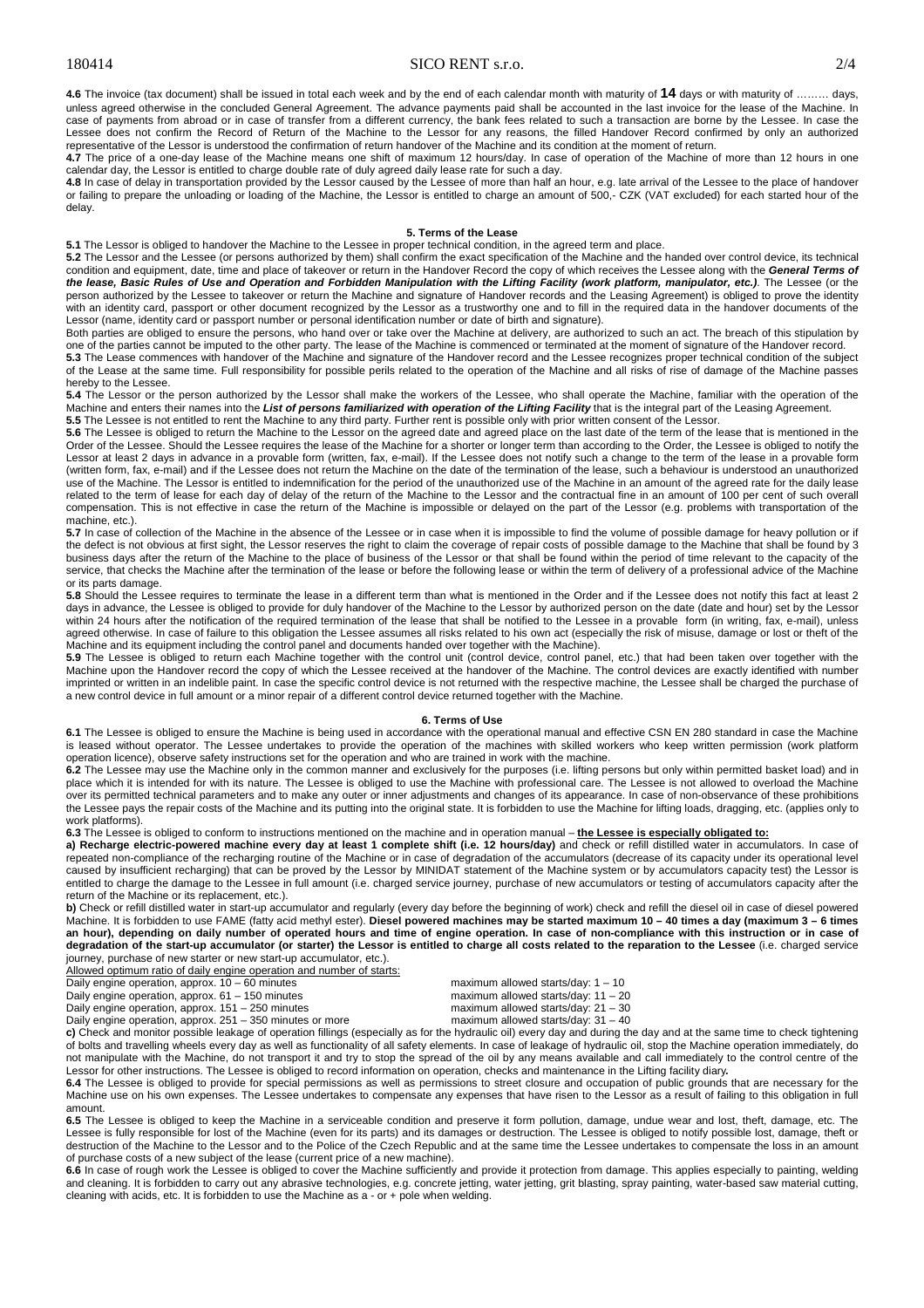**4.6** The invoice (tax document) shall be issued in total each week and by the end of each calendar month with maturity of **14** days or with maturity of ……… days, unless agreed otherwise in the concluded General Agreement. The advance payments paid shall be accounted in the last invoice for the lease of the Machine. In case of payments from abroad or in case of transfer from a different currency, the bank fees related to such a transaction are borne by the Lessee. In case the Lessee does not confirm the Record of Return of the Machine to the Lessor for any reasons, the filled Handover Record confirmed by only an authorized representative of the Lessor is understood the confirmation of return handover of the Machine and its condition at the moment of return.

**4.7** The price of a one-day lease of the Machine means one shift of maximum 12 hours/day. In case of operation of the Machine of more than 12 hours in one calendar day, the Lessor is entitled to charge double rate of duly agreed daily lease rate for such a day.

**4.8** In case of delay in transportation provided by the Lessor caused by the Lessee of more than half an hour, e.g. late arrival of the Lessee to the place of handover or failing to prepare the unloading or loading of the Machine, the Lessor is entitled to charge an amount of 500,- CZK (VAT excluded) for each started hour of the delay.

## 5. Terms of the Lease

**5.1** The Lessor is obliged to handover the Machine to the Lessee in proper technical condition, in the agreed term and place.

**5.2** The Lessor and the Lessee (or persons authorized by them) shall confirm the exact specification of the Machine and the handed over control device, its technical condition and equipment, date, time and place of takeover or return in the Handover Record the copy of which receives the Lessee along with the ***General Terms of the lease, Basic Rules of Use and Operation and Forbidden Manipulation with the Lifting Facility (work platform, manipulator, etc.)***. The Lessee (or the person authorized by the Lessee to takeover or return the Machine and signature of Handover records and the Leasing Agreement) is obliged to prove the identity with an identity card, passport or other document recognized by the Lessor as a trustworthy one and to fill in the required data in the handover documents of the Lessor (name, identity card or passport number or personal identification number or date of birth and signature).

Both parties are obliged to ensure the persons, who hand over or take over the Machine at delivery, are authorized to such an act. The breach of this stipulation by one of the parties cannot be imputed to the other party. The lease of the Machine is commenced or terminated at the moment of signature of the Handover record.

**5.3** The Lease commences with handover of the Machine and signature of the Handover record and the Lessee recognizes proper technical condition of the subject of the Lease at the same time. Full responsibility for possible perils related to the operation of the Machine and all risks of rise of damage of the Machine passes hereby to the Lessee.

**5.4** The Lessor or the person authorized by the Lessor shall make the workers of the Lessee, who shall operate the Machine, familiar with the operation of the Machine and enters their names into the ***List of persons familiarized with operation of the Lifting Facility*** that is the integral part of the Leasing Agreement.

**5.5** The Lessee is not entitled to rent the Machine to any third party. Further rent is possible only with prior written consent of the Lessor.

**5.6** The Lessee is obliged to return the Machine to the Lessor on the agreed date and agreed place on the last date of the term of the lease that is mentioned in the Order of the Lessee. Should the Lessee requires the lease of the Machine for a shorter or longer term than according to the Order, the Lessee is obliged to notify the Lessor at least 2 days in advance in a provable form (written, fax, e-mail). If the Lessee does not notify such a change to the term of the lease in a provable form (written form, fax, e-mail) and if the Lessee does not return the Machine on the date of the termination of the lease, such a behaviour is understood an unauthorized use of the Machine. The Lessor is entitled to indemnification for the period of the unauthorized use of the Machine in an amount of the agreed rate for the daily lease related to the term of lease for each day of delay of the return of the Machine to the Lessor and the contractual fine in an amount of 100 per cent of such overall compensation. This is not effective in case the return of the Machine is impossible or delayed on the part of the Lessor (e.g. problems with transportation of the machine, etc.).

**5.7** In case of collection of the Machine in the absence of the Lessee or in case when it is impossible to find the volume of possible damage for heavy pollution or if the defect is not obvious at first sight, the Lessor reserves the right to claim the coverage of repair costs of possible damage to the Machine that shall be found by 3 business days after the return of the Machine to the place of business of the Lessor or that shall be found within the period of time relevant to the capacity of the service, that checks the Machine after the termination of the lease or before the following lease or within the term of delivery of a professional advice of the Machine or its parts damage.

**5.8** Should the Lessee requires to terminate the lease in a different term than what is mentioned in the Order and if the Lessee does not notify this fact at least 2 days in advance, the Lessee is obliged to provide for duly handover of the Machine to the Lessor by authorized person on the date (date and hour) set by the Lessor within 24 hours after the notification of the required termination of the lease that shall be notified to the Lessee in a provable form (in writing, fax, e-mail), unless agreed otherwise. In case of failure to this obligation the Lessee assumes all risks related to his own act (especially the risk of misuse, damage or lost or theft of the Machine and its equipment including the control panel and documents handed over together with the Machine).

**5.9** The Lessee is obliged to return each Machine together with the control unit (control device, control panel, etc.) that had been taken over together with the Machine upon the Handover record the copy of which the Lessee received at the handover of the Machine. The control devices are exactly identified with number imprinted or written in an indelible paint. In case the specific control device is not returned with the respective machine, the Lessee shall be charged the purchase of a new control device in full amount or a minor repair of a different control device returned together with the Machine.

## 6. Terms of Use

**6.1** The Lessee is obliged to ensure the Machine is being used in accordance with the operational manual and effective CSN EN 280 standard in case the Machine is leased without operator. The Lessee undertakes to provide the operation of the machines with skilled workers who keep written permission (work platform operation licence), observe safety instructions set for the operation and who are trained in work with the machine.

**6.2** The Lessee may use the Machine only in the common manner and exclusively for the purposes (i.e. lifting persons but only within permitted basket load) and in place which it is intended for with its nature. The Lessee is obliged to use the Machine with professional care. The Lessee is not allowed to overload the Machine over its permitted technical parameters and to make any outer or inner adjustments and changes of its appearance. In case of non-observance of these prohibitions the Lessee pays the repair costs of the Machine and its putting into the original state. It is forbidden to use the Machine for lifting loads, dragging, etc. (applies only to work platforms).

**6.3** The Lessee is obliged to conform to instructions mentioned on the machine and in operation manual – **the Lessee is especially obligated to:**

**a) Recharge electric-powered machine every day at least 1 complete shift (i.e. 12 hours/day)** and check or refill distilled water in accumulators. In case of repeated non-compliance of the recharging routine of the Machine or in case of degradation of the accumulators (decrease of its capacity under its operational level caused by insufficient recharging) that can be proved by the Lessor by MINIDAT statement of the Machine system or by accumulators capacity test) the Lessor is entitled to charge the damage to the Lessee in full amount (i.e. charged service journey, purchase of new accumulators or testing of accumulators capacity after the return of the Machine or its replacement, etc.).

**b)** Check or refill distilled water in start-up accumulator and regularly (every day before the beginning of work) check and refill the diesel oil in case of diesel powered Machine. It is forbidden to use FAME (fatty acid methyl ester). **Diesel powered machines may be started maximum 10 – 40 times a day (maximum 3 – 6 times an hour), depending on daily number of operated hours and time of engine operation. In case of non-compliance with this instruction or in case of degradation of the start-up accumulator (or starter) the Lessor is entitled to charge all costs related to the reparation to the Lessee** (i.e. charged service journey, purchase of new starter or new start-up accumulator, etc.).

Allowed optimum ratio of daily engine operation and number of starts:

| Daily engine operation | Maximum allowed starts/day |
|---|---|
| Daily engine operation, approx. 10 – 60 minutes | maximum allowed starts/day: 1 – 10 |
| Daily engine operation, approx. 61 – 150 minutes | maximum allowed starts/day: 11 – 20 |
| Daily engine operation, approx. 151 – 250 minutes | maximum allowed starts/day: 21 – 30 |
| Daily engine operation, approx. 251 – 350 minutes or more | maximum allowed starts/day: 31 – 40 |

**c)** Check and monitor possible leakage of operation fillings (especially as for the hydraulic oil) every day and during the day and at the same time to check tightening of bolts and travelling wheels every day as well as functionality of all safety elements. In case of leakage of hydraulic oil, stop the Machine operation immediately, do not manipulate with the Machine, do not transport it and try to stop the spread of the oil by any means available and call immediately to the control centre of the Lessor for other instructions. The Lessee is obliged to record information on operation, checks and maintenance in the Lifting facility diary**.**

**6.4** The Lessee is obliged to provide for special permissions as well as permissions to street closure and occupation of public grounds that are necessary for the Machine use on his own expenses. The Lessee undertakes to compensate any expenses that have risen to the Lessor as a result of failing to this obligation in full amount.

**6.5** The Lessee is obliged to keep the Machine in a serviceable condition and preserve it form pollution, damage, undue wear and lost, theft, damage, etc. The Lessee is fully responsible for lost of the Machine (even for its parts) and its damages or destruction. The Lessee is obliged to notify possible lost, damage, theft or destruction of the Machine to the Lessor and to the Police of the Czech Republic and at the same time the Lessee undertakes to compensate the loss in an amount of purchase costs of a new subject of the lease (current price of a new machine).

**6.6** In case of rough work the Lessee is obliged to cover the Machine sufficiently and provide it protection from damage. This applies especially to painting, welding and cleaning. It is forbidden to carry out any abrasive technologies, e.g. concrete jetting, water jetting, grit blasting, spray painting, water-based saw material cutting, cleaning with acids, etc. It is forbidden to use the Machine as a - or + pole when welding.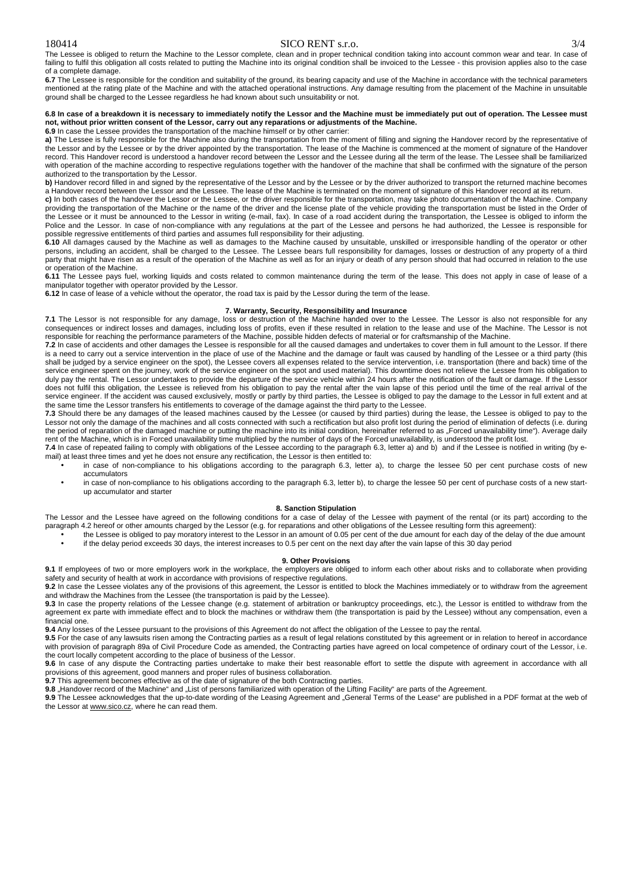The Lessee is obliged to return the Machine to the Lessor complete, clean and in proper technical condition taking into account common wear and tear. In case of failing to fulfil this obligation all costs related to putting the Machine into its original condition shall be invoiced to the Lessee - this provision applies also to the case of a complete damage.

**6.7** The Lessee is responsible for the condition and suitability of the ground, its bearing capacity and use of the Machine in accordance with the technical parameters mentioned at the rating plate of the Machine and with the attached operational instructions. Any damage resulting from the placement of the Machine in unsuitable ground shall be charged to the Lessee regardless he had known about such unsuitability or not.

**6.8 In case of a breakdown it is necessary to immediately notify the Lessor and the Machine must be immediately put out of operation. The Lessee must not, without prior written consent of the Lessor, carry out any reparations or adjustments of the Machine.**

**6.9** In case the Lessee provides the transportation of the machine himself or by other carrier:

**a)** The Lessee is fully responsible for the Machine also during the transportation from the moment of filling and signing the Handover record by the representative of the Lessor and by the Lessee or by the driver appointed by the transportation. The lease of the Machine is commenced at the moment of signature of the Handover record. This Handover record is understood a handover record between the Lessor and the Lessee during all the term of the lease. The Lessee shall be familiarized with operation of the machine according to respective regulations together with the handover of the machine that shall be confirmed with the signature of the person authorized to the transportation by the Lessor.

**b)** Handover record filled in and signed by the representative of the Lessor and by the Lessee or by the driver authorized to transport the returned machine becomes a Handover record between the Lessor and the Lessee. The lease of the Machine is terminated on the moment of signature of this Handover record at its return.

**c)** In both cases of the handover the Lessor or the Lessee, or the driver responsible for the transportation, may take photo documentation of the Machine. Company providing the transportation of the Machine or the name of the driver and the license plate of the vehicle providing the transportation must be listed in the Order of the Lessee or it must be announced to the Lessor in writing (e-mail, fax). In case of a road accident during the transportation, the Lessee is obliged to inform the Police and the Lessor. In case of non-compliance with any regulations at the part of the Lessee and persons he had authorized, the Lessee is responsible for possible regressive entitlements of third parties and assumes full responsibility for their adjusting.

**6.10** All damages caused by the Machine as well as damages to the Machine caused by unsuitable, unskilled or irresponsible handling of the operator or other persons, including an accident, shall be charged to the Lessee. The Lessee bears full responsibility for damages, losses or destruction of any property of a third party that might have risen as a result of the operation of the Machine as well as for an injury or death of any person should that had occurred in relation to the use or operation of the Machine.

**6.11** The Lessee pays fuel, working liquids and costs related to common maintenance during the term of the lease. This does not apply in case of lease of a manipulator together with operator provided by the Lessor.

**6.12** In case of lease of a vehicle without the operator, the road tax is paid by the Lessor during the term of the lease.

## 7. Warranty, Security, Responsibility and Insurance

**7.1** The Lessor is not responsible for any damage, loss or destruction of the Machine handed over to the Lessee. The Lessor is also not responsible for any consequences or indirect losses and damages, including loss of profits, even if these resulted in relation to the lease and use of the Machine. The Lessor is not responsible for reaching the performance parameters of the Machine, possible hidden defects of material or for craftsmanship of the Machine.

**7.2** In case of accidents and other damages the Lessee is responsible for all the caused damages and undertakes to cover them in full amount to the Lessor. If there is a need to carry out a service intervention in the place of use of the Machine and the damage or fault was caused by handling of the Lessee or a third party (this shall be judged by a service engineer on the spot), the Lessee covers all expenses related to the service intervention, i.e. transportation (there and back) time of the service engineer spent on the journey, work of the service engineer on the spot and used material). This downtime does not relieve the Lessee from his obligation to duly pay the rental. The Lessor undertakes to provide the departure of the service vehicle within 24 hours after the notification of the fault or damage. If the Lessor does not fulfil this obligation, the Lessee is relieved from his obligation to pay the rental after the vain lapse of this period until the time of the real arrival of the service engineer. If the accident was caused exclusively, mostly or partly by third parties, the Lessee is obliged to pay the damage to the Lessor in full extent and at the same time the Lessor transfers his entitlements to coverage of the damage against the third party to the Lessee.

**7.3** Should there be any damages of the leased machines caused by the Lessee (or caused by third parties) during the lease, the Lessee is obliged to pay to the Lessor not only the damage of the machines and all costs connected with such a rectification but also profit lost during the period of elimination of defects (i.e. during the period of reparation of the damaged machine or putting the machine into its initial condition, hereinafter referred to as „Forced unavailability time"). Average daily rent of the Machine, which is in Forced unavailability time multiplied by the number of days of the Forced unavailability, is understood the profit lost.

**7.4** In case of repeated failing to comply with obligations of the Lessee according to the paragraph 6.3, letter a) and b) and if the Lessee is notified in writing (by e-mail) at least three times and yet he does not ensure any rectification, the Lessor is then entitled to:

- in case of non-compliance to his obligations according to the paragraph 6.3, letter a), to charge the lessee 50 per cent purchase costs of new accumulators
- in case of non-compliance to his obligations according to the paragraph 6.3, letter b), to charge the lessee 50 per cent of purchase costs of a new start-up accumulator and starter

## 8. Sanction Stipulation

The Lessor and the Lessee have agreed on the following conditions for a case of delay of the Lessee with payment of the rental (or its part) according to the paragraph 4.2 hereof or other amounts charged by the Lessor (e.g. for reparations and other obligations of the Lessee resulting form this agreement):

- the Lessee is obliged to pay moratory interest to the Lessor in an amount of 0.05 per cent of the due amount for each day of the delay of the due amount
- if the delay period exceeds 30 days, the interest increases to 0.5 per cent on the next day after the vain lapse of this 30 day period

## 9. Other Provisions

**9.1** If employees of two or more employers work in the workplace, the employers are obliged to inform each other about risks and to collaborate when providing safety and security of health at work in accordance with provisions of respective regulations.

**9.2** In case the Lessee violates any of the provisions of this agreement, the Lessor is entitled to block the Machines immediately or to withdraw from the agreement and withdraw the Machines from the Lessee (the transportation is paid by the Lessee).

**9.3** In case the property relations of the Lessee change (e.g. statement of arbitration or bankruptcy proceedings, etc.), the Lessor is entitled to withdraw from the agreement ex parte with immediate effect and to block the machines or withdraw them (the transportation is paid by the Lessee) without any compensation, even a financial one.

**9.4** Any losses of the Lessee pursuant to the provisions of this Agreement do not affect the obligation of the Lessee to pay the rental.

**9.5** For the case of any lawsuits risen among the Contracting parties as a result of legal relations constituted by this agreement or in relation to hereof in accordance with provision of paragraph 89a of Civil Procedure Code as amended, the Contracting parties have agreed on local competence of ordinary court of the Lessor, i.e. the court locally competent according to the place of business of the Lessor.

**9.6** In case of any dispute the Contracting parties undertake to make their best reasonable effort to settle the dispute with agreement in accordance with all provisions of this agreement, good manners and proper rules of business collaboration.

**9.7** This agreement becomes effective as of the date of signature of the both Contracting parties.

**9.8** „Handover record of the Machine" and „List of persons familiarized with operation of the Lifting Facility" are parts of the Agreement.

**9.9** The Lessee acknowledges that the up-to-date wording of the Leasing Agreement and „General Terms of the Lease" are published in a PDF format at the web of the Lessor at www.sico.cz, where he can read them.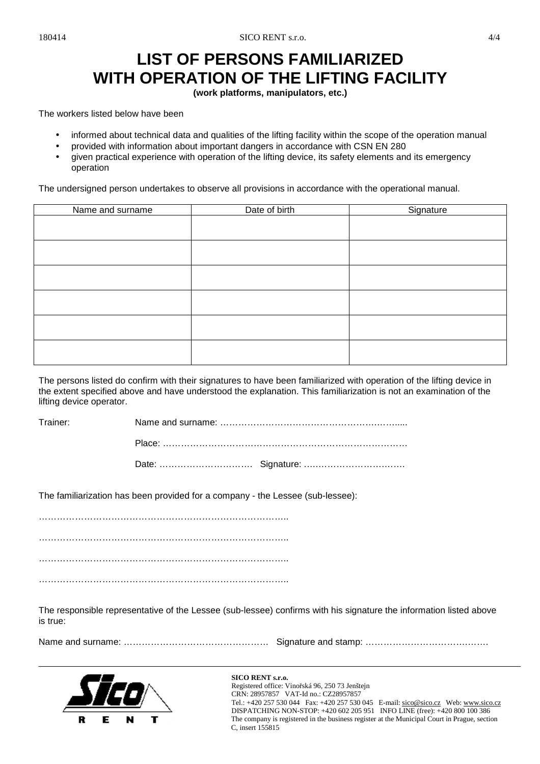# LIST OF PERSONS FAMILIARIZED WITH OPERATION OF THE LIFTING FACILITY

**(work platforms, manipulators, etc.)**

The workers listed below have been

- informed about technical data and qualities of the lifting facility within the scope of the operation manual
- provided with information about important dangers in accordance with CSN EN 280
- given practical experience with operation of the lifting device, its safety elements and its emergency operation

The undersigned person undertakes to observe all provisions in accordance with the operational manual.

| Name and surname | Date of birth | Signature |
|---|---|---|
| | | |
| | | |
| | | |
| | | |
| | | |
| | | |

The persons listed do confirm with their signatures to have been familiarized with operation of the lifting device in the extent specified above and have understood the explanation. This familiarization is not an examination of the lifting device operator.

Trainer: Name and surname: ……………………………………………………....

Place: …………………………………………………………………………

Date: …………………………. Signature: …………………………….

The familiarization has been provided for a company - the Lessee (sub-lessee):

………………………………………………………………………..

………………………………………………………………………..

………………………………………………………………………..

………………………………………………………………………..

The responsible representative of the Lessee (sub-lessee) confirms with his signature the information listed above is true:

Name and surname: …………………………………………. Signature and stamp: ………………………………….

**SICO RENT s.r.o.**
Registered office: Vinořská 96, 250 73 Jenštejn
CRN: 28957857 VAT-Id no.: CZ28957857
Tel.: +420 257 530 044 Fax: +420 257 530 045 E-mail: sico@sico.cz Web: www.sico.cz
DISPATCHING NON-STOP: +420 602 205 951 INFO LINE (free): +420 800 100 386
The company is registered in the business register at the Municipal Court in Prague, section C, insert 155815